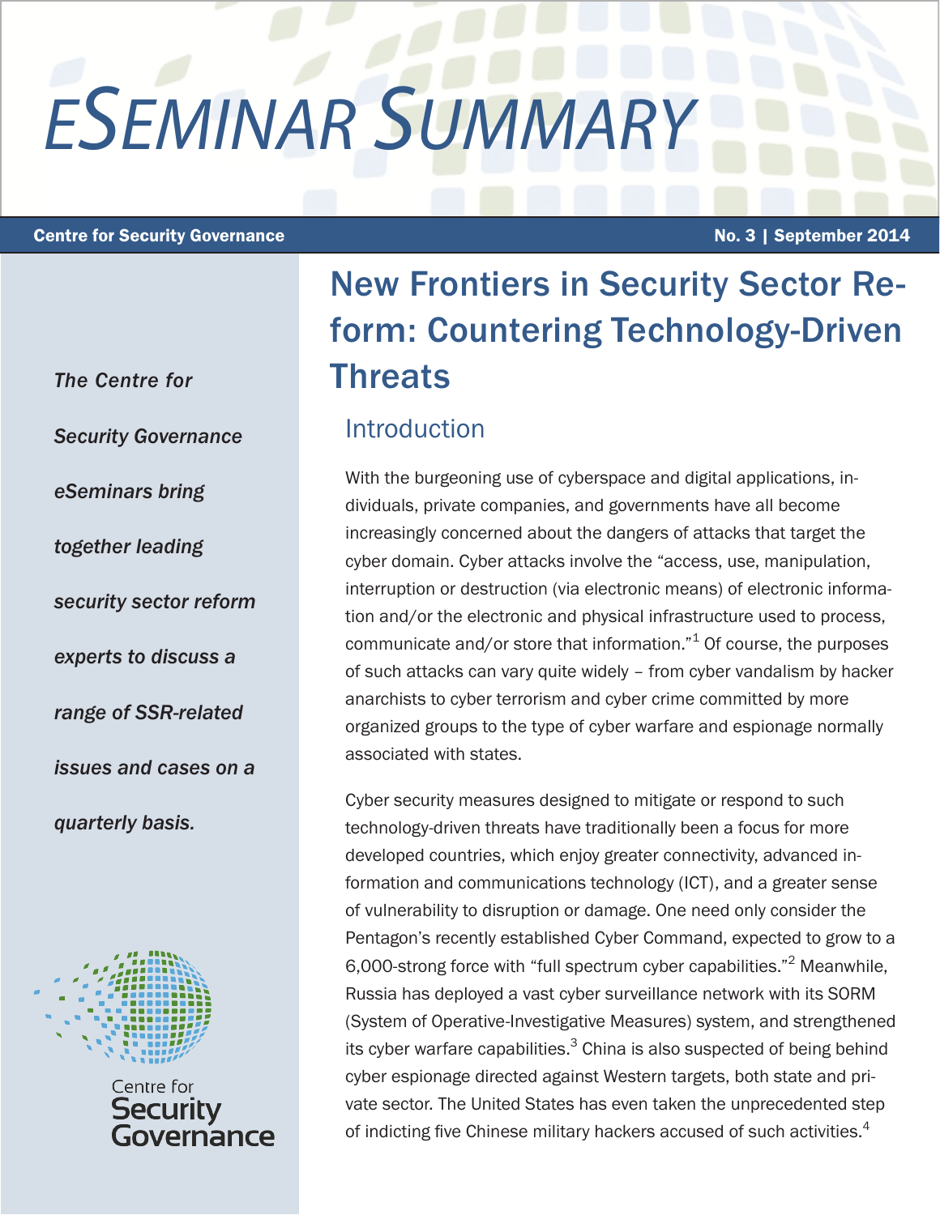# eSeminar Summary

**Centre for Security Governance** | **No. 3 | September 2014**

*The Centre for Security Governance eSeminars bring together leading security sector reform experts to discuss a range of SSR-related issues and cases on a quarterly basis.*

Centre for Security Governance

# New Frontiers in Security Sector Reform: Countering Technology-Driven Threats

## Introduction

With the burgeoning use of cyberspace and digital applications, individuals, private companies, and governments have all become increasingly concerned about the dangers of attacks that target the cyber domain. Cyber attacks involve the "access, use, manipulation, interruption or destruction (via electronic means) of electronic information and/or the electronic and physical infrastructure used to process, communicate and/or store that information."[1] Of course, the purposes of such attacks can vary quite widely – from cyber vandalism by hacker anarchists to cyber terrorism and cyber crime committed by more organized groups to the type of cyber warfare and espionage normally associated with states.

Cyber security measures designed to mitigate or respond to such technology-driven threats have traditionally been a focus for more developed countries, which enjoy greater connectivity, advanced information and communications technology (ICT), and a greater sense of vulnerability to disruption or damage. One need only consider the Pentagon's recently established Cyber Command, expected to grow to a 6,000-strong force with "full spectrum cyber capabilities."[2] Meanwhile, Russia has deployed a vast cyber surveillance network with its SORM (System of Operative-Investigative Measures) system, and strengthened its cyber warfare capabilities.[3] China is also suspected of being behind cyber espionage directed against Western targets, both state and private sector. The United States has even taken the unprecedented step of indicting five Chinese military hackers accused of such activities.[4]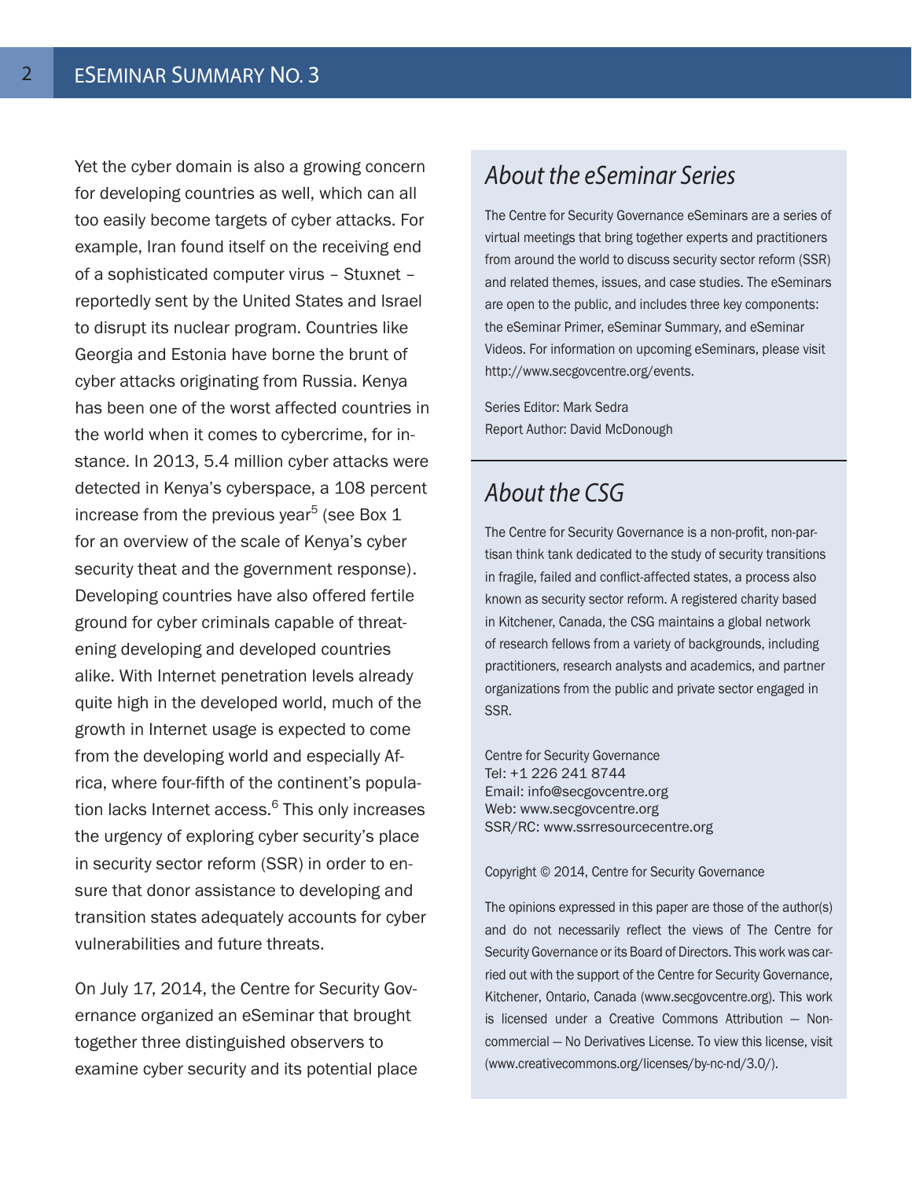Yet the cyber domain is also a growing concern for developing countries as well, which can all too easily become targets of cyber attacks. For example, Iran found itself on the receiving end of a sophisticated computer virus – Stuxnet – reportedly sent by the United States and Israel to disrupt its nuclear program. Countries like Georgia and Estonia have borne the brunt of cyber attacks originating from Russia. Kenya has been one of the worst affected countries in the world when it comes to cybercrime, for instance. In 2013, 5.4 million cyber attacks were detected in Kenya's cyberspace, a 108 percent increase from the previous year[5] (see Box 1 for an overview of the scale of Kenya's cyber security theat and the government response). Developing countries have also offered fertile ground for cyber criminals capable of threatening developing and developed countries alike. With Internet penetration levels already quite high in the developed world, much of the growth in Internet usage is expected to come from the developing world and especially Africa, where four-fifth of the continent's population lacks Internet access.[6] This only increases the urgency of exploring cyber security's place in security sector reform (SSR) in order to ensure that donor assistance to developing and transition states adequately accounts for cyber vulnerabilities and future threats.

On July 17, 2014, the Centre for Security Governance organized an eSeminar that brought together three distinguished observers to examine cyber security and its potential place

## *About the eSeminar Series*

The Centre for Security Governance eSeminars are a series of virtual meetings that bring together experts and practitioners from around the world to discuss security sector reform (SSR) and related themes, issues, and case studies. The eSeminars are open to the public, and includes three key components: the eSeminar Primer, eSeminar Summary, and eSeminar Videos. For information on upcoming eSeminars, please visit http://www.secgovcentre.org/events.

Series Editor: Mark Sedra
Report Author: David McDonough

## *About the CSG*

The Centre for Security Governance is a non-profit, non-partisan think tank dedicated to the study of security transitions in fragile, failed and conflict-affected states, a process also known as security sector reform. A registered charity based in Kitchener, Canada, the CSG maintains a global network of research fellows from a variety of backgrounds, including practitioners, research analysts and academics, and partner organizations from the public and private sector engaged in SSR.

Centre for Security Governance
Tel: +1 226 241 8744
Email: info@secgovcentre.org
Web: www.secgovcentre.org
SSR/RC: www.ssrresourcecentre.org

Copyright © 2014, Centre for Security Governance

The opinions expressed in this paper are those of the author(s) and do not necessarily reflect the views of The Centre for Security Governance or its Board of Directors. This work was carried out with the support of the Centre for Security Governance, Kitchener, Ontario, Canada (www.secgovcentre.org). This work is licensed under a Creative Commons Attribution — Non-commercial — No Derivatives License. To view this license, visit (www.creativecommons.org/licenses/by-nc-nd/3.0/).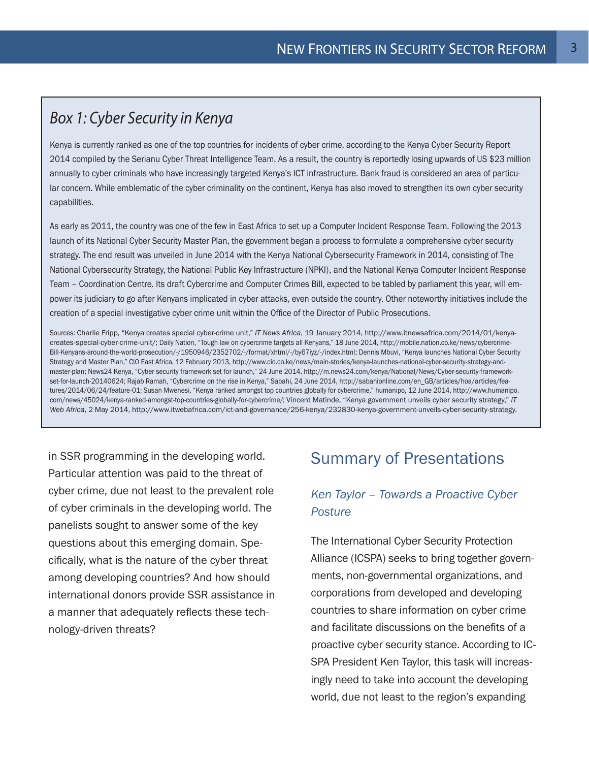## *Box 1: Cyber Security in Kenya*

Kenya is currently ranked as one of the top countries for incidents of cyber crime, according to the Kenya Cyber Security Report 2014 compiled by the Serianu Cyber Threat Intelligence Team. As a result, the country is reportedly losing upwards of US $23 million annually to cyber criminals who have increasingly targeted Kenya's ICT infrastructure. Bank fraud is considered an area of particular concern. While emblematic of the cyber criminality on the continent, Kenya has also moved to strengthen its own cyber security capabilities.

As early as 2011, the country was one of the few in East Africa to set up a Computer Incident Response Team. Following the 2013 launch of its National Cyber Security Master Plan, the government began a process to formulate a comprehensive cyber security strategy. The end result was unveiled in June 2014 with the Kenya National Cybersecurity Framework in 2014, consisting of The National Cybersecurity Strategy, the National Public Key Infrastructure (NPKI), and the National Kenya Computer Incident Response Team – Coordination Centre. Its draft Cybercrime and Computer Crimes Bill, expected to be tabled by parliament this year, will empower its judiciary to go after Kenyans implicated in cyber attacks, even outside the country. Other noteworthy initiatives include the creation of a special investigative cyber crime unit within the Office of the Director of Public Prosecutions.

Sources: Charlie Fripp, "Kenya creates special cyber-crime unit," *IT News Africa*, 19 January 2014, http://www.itnewsafrica.com/2014/01/kenya-creates-special-cyber-crime-unit/; Daily Nation, "Tough law on cybercrime targets all Kenyans," 18 June 2014, http://mobile.nation.co.ke/news/cybercrime-Bill-Kenyans-around-the-world-prosecution/-/1950946/2352702/-/format/xhtml/-/by67iyz/-/index.html; Dennis Mbuvi, "Kenya launches National Cyber Security Strategy and Master Plan," CIO East Africa, 12 February 2013, http://www.cio.co.ke/news/main-stories/kenya-launches-national-cyber-security-strategy-and-master-plan; News24 Kenya, "Cyber security framework set for launch," 24 June 2014, http://m.news24.com/kenya/National/News/Cyber-security-framework-set-for-launch-20140624; Rajab Ramah, "Cybercrime on the rise in Kenya," Sabahi, 24 June 2014, http://sabahionline.com/en_GB/articles/hoa/articles/features/2014/06/24/feature-01; Susan Mwenesi, "Kenya ranked amongst top countries globally for cybercrime," humanipo, 12 June 2014, http://www.humanipo.com/news/45024/kenya-ranked-amongst-top-countries-globally-for-cybercrime/; Vincent Matinde, "Kenya government unveils cyber security strategy," *IT Web Africa*, 2 May 2014, http://www.itwebafrica.com/ict-and-governance/256-kenya/232830-kenya-government-unveils-cyber-security-strategy.

in SSR programming in the developing world. Particular attention was paid to the threat of cyber crime, due not least to the prevalent role of cyber criminals in the developing world. The panelists sought to answer some of the key questions about this emerging domain. Specifically, what is the nature of the cyber threat among developing countries? And how should international donors provide SSR assistance in a manner that adequately reflects these technology-driven threats?

## Summary of Presentations

### *Ken Taylor – Towards a Proactive Cyber Posture*

The International Cyber Security Protection Alliance (ICSPA) seeks to bring together governments, non-governmental organizations, and corporations from developed and developing countries to share information on cyber crime and facilitate discussions on the benefits of a proactive cyber security stance. According to ICSPA President Ken Taylor, this task will increasingly need to take into account the developing world, due not least to the region's expanding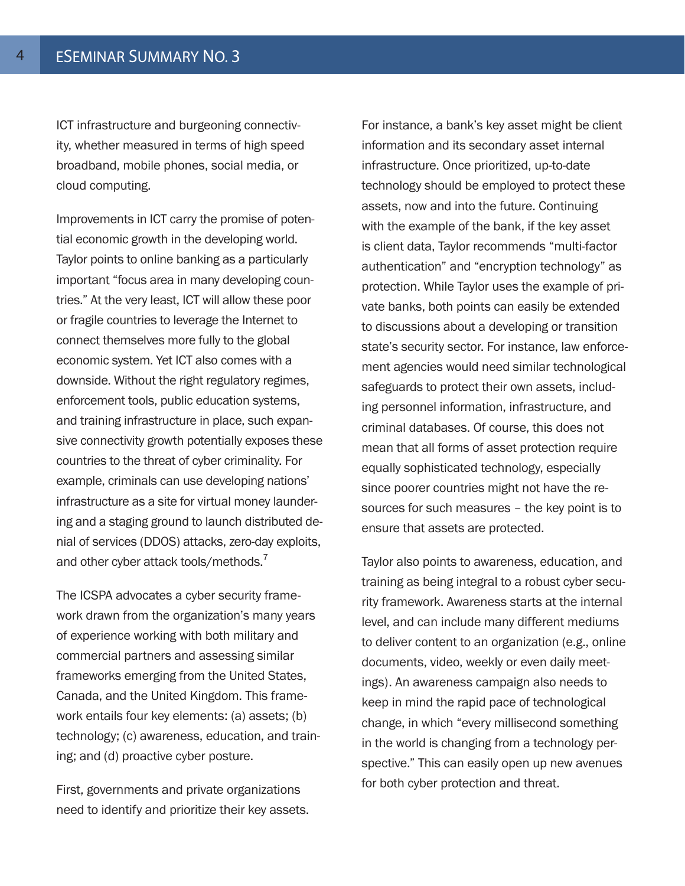ICT infrastructure and burgeoning connectivity, whether measured in terms of high speed broadband, mobile phones, social media, or cloud computing.

Improvements in ICT carry the promise of potential economic growth in the developing world. Taylor points to online banking as a particularly important "focus area in many developing countries." At the very least, ICT will allow these poor or fragile countries to leverage the Internet to connect themselves more fully to the global economic system. Yet ICT also comes with a downside. Without the right regulatory regimes, enforcement tools, public education systems, and training infrastructure in place, such expansive connectivity growth potentially exposes these countries to the threat of cyber criminality. For example, criminals can use developing nations' infrastructure as a site for virtual money laundering and a staging ground to launch distributed denial of services (DDOS) attacks, zero-day exploits, and other cyber attack tools/methods.[7]

The ICSPA advocates a cyber security framework drawn from the organization's many years of experience working with both military and commercial partners and assessing similar frameworks emerging from the United States, Canada, and the United Kingdom. This framework entails four key elements: (a) assets; (b) technology; (c) awareness, education, and training; and (d) proactive cyber posture.

First, governments and private organizations need to identify and prioritize their key assets. For instance, a bank's key asset might be client information and its secondary asset internal infrastructure. Once prioritized, up-to-date technology should be employed to protect these assets, now and into the future. Continuing with the example of the bank, if the key asset is client data, Taylor recommends "multi-factor authentication" and "encryption technology" as protection. While Taylor uses the example of private banks, both points can easily be extended to discussions about a developing or transition state's security sector. For instance, law enforcement agencies would need similar technological safeguards to protect their own assets, including personnel information, infrastructure, and criminal databases. Of course, this does not mean that all forms of asset protection require equally sophisticated technology, especially since poorer countries might not have the resources for such measures – the key point is to ensure that assets are protected.

Taylor also points to awareness, education, and training as being integral to a robust cyber security framework. Awareness starts at the internal level, and can include many different mediums to deliver content to an organization (e.g., online documents, video, weekly or even daily meetings). An awareness campaign also needs to keep in mind the rapid pace of technological change, in which "every millisecond something in the world is changing from a technology perspective." This can easily open up new avenues for both cyber protection and threat.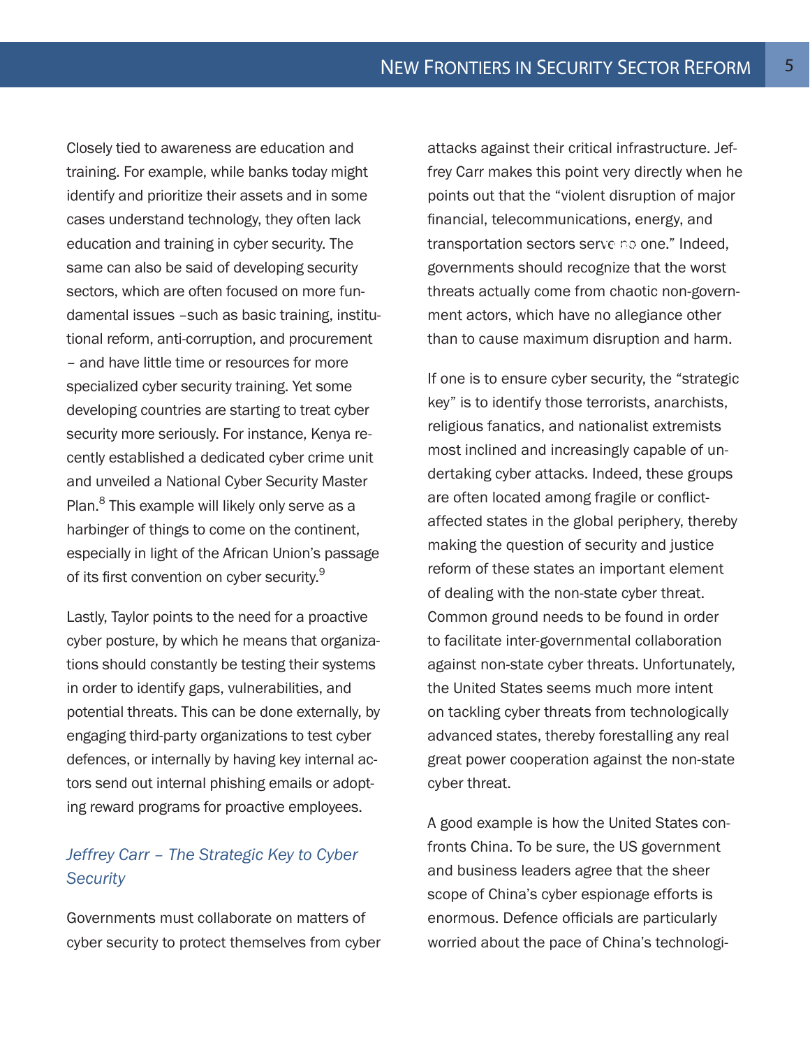Closely tied to awareness are education and training. For example, while banks today might identify and prioritize their assets and in some cases understand technology, they often lack education and training in cyber security. The same can also be said of developing security sectors, which are often focused on more fundamental issues –such as basic training, institutional reform, anti-corruption, and procurement – and have little time or resources for more specialized cyber security training. Yet some developing countries are starting to treat cyber security more seriously. For instance, Kenya recently established a dedicated cyber crime unit and unveiled a National Cyber Security Master Plan.[8] This example will likely only serve as a harbinger of things to come on the continent, especially in light of the African Union's passage of its first convention on cyber security.[9]

Lastly, Taylor points to the need for a proactive cyber posture, by which he means that organizations should constantly be testing their systems in order to identify gaps, vulnerabilities, and potential threats. This can be done externally, by engaging third-party organizations to test cyber defences, or internally by having key internal actors send out internal phishing emails or adopting reward programs for proactive employees.

### *Jeffrey Carr – The Strategic Key to Cyber Security*

Governments must collaborate on matters of cyber security to protect themselves from cyber attacks against their critical infrastructure. Jeffrey Carr makes this point very directly when he points out that the "violent disruption of major financial, telecommunications, energy, and transportation sectors serve no one." Indeed, governments should recognize that the worst threats actually come from chaotic non-government actors, which have no allegiance other than to cause maximum disruption and harm.

If one is to ensure cyber security, the "strategic key" is to identify those terrorists, anarchists, religious fanatics, and nationalist extremists most inclined and increasingly capable of undertaking cyber attacks. Indeed, these groups are often located among fragile or conflict-affected states in the global periphery, thereby making the question of security and justice reform of these states an important element of dealing with the non-state cyber threat. Common ground needs to be found in order to facilitate inter-governmental collaboration against non-state cyber threats. Unfortunately, the United States seems much more intent on tackling cyber threats from technologically advanced states, thereby forestalling any real great power cooperation against the non-state cyber threat.

A good example is how the United States confronts China. To be sure, the US government and business leaders agree that the sheer scope of China's cyber espionage efforts is enormous. Defence officials are particularly worried about the pace of China's technologi-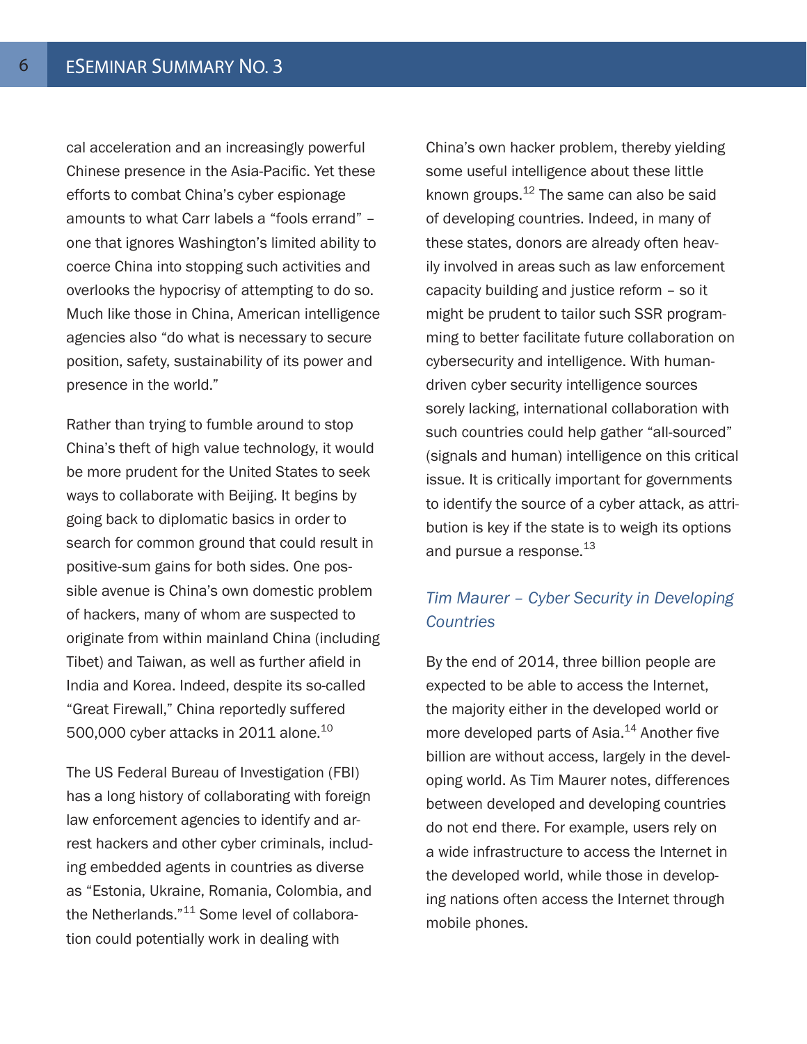cal acceleration and an increasingly powerful Chinese presence in the Asia-Pacific. Yet these efforts to combat China's cyber espionage amounts to what Carr labels a "fools errand" – one that ignores Washington's limited ability to coerce China into stopping such activities and overlooks the hypocrisy of attempting to do so. Much like those in China, American intelligence agencies also "do what is necessary to secure position, safety, sustainability of its power and presence in the world."

Rather than trying to fumble around to stop China's theft of high value technology, it would be more prudent for the United States to seek ways to collaborate with Beijing. It begins by going back to diplomatic basics in order to search for common ground that could result in positive-sum gains for both sides. One possible avenue is China's own domestic problem of hackers, many of whom are suspected to originate from within mainland China (including Tibet) and Taiwan, as well as further afield in India and Korea. Indeed, despite its so-called "Great Firewall," China reportedly suffered 500,000 cyber attacks in 2011 alone.[10]

The US Federal Bureau of Investigation (FBI) has a long history of collaborating with foreign law enforcement agencies to identify and arrest hackers and other cyber criminals, including embedded agents in countries as diverse as "Estonia, Ukraine, Romania, Colombia, and the Netherlands."[11] Some level of collaboration could potentially work in dealing with China's own hacker problem, thereby yielding some useful intelligence about these little known groups.[12] The same can also be said of developing countries. Indeed, in many of these states, donors are already often heavily involved in areas such as law enforcement capacity building and justice reform – so it might be prudent to tailor such SSR programming to better facilitate future collaboration on cybersecurity and intelligence. With human-driven cyber security intelligence sources sorely lacking, international collaboration with such countries could help gather "all-sourced" (signals and human) intelligence on this critical issue. It is critically important for governments to identify the source of a cyber attack, as attribution is key if the state is to weigh its options and pursue a response.[13]

### *Tim Maurer – Cyber Security in Developing Countries*

By the end of 2014, three billion people are expected to be able to access the Internet, the majority either in the developed world or more developed parts of Asia.[14] Another five billion are without access, largely in the developing world. As Tim Maurer notes, differences between developed and developing countries do not end there. For example, users rely on a wide infrastructure to access the Internet in the developed world, while those in developing nations often access the Internet through mobile phones.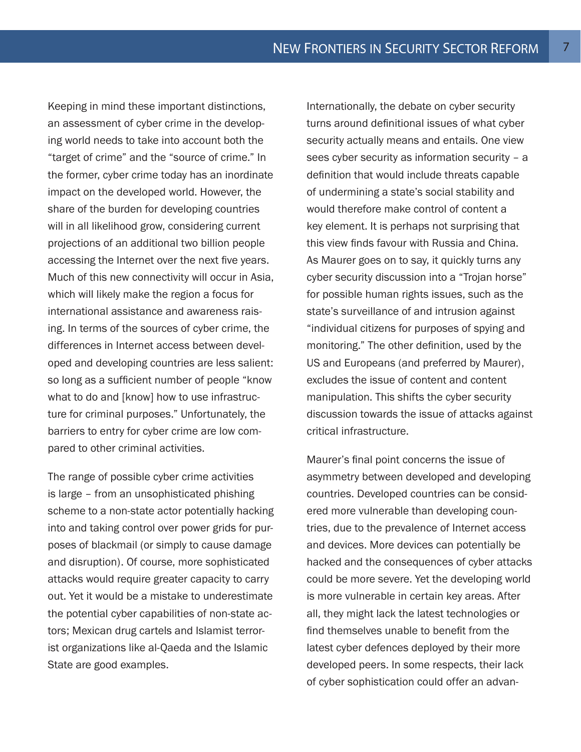Keeping in mind these important distinctions, an assessment of cyber crime in the developing world needs to take into account both the "target of crime" and the "source of crime." In the former, cyber crime today has an inordinate impact on the developed world. However, the share of the burden for developing countries will in all likelihood grow, considering current projections of an additional two billion people accessing the Internet over the next five years. Much of this new connectivity will occur in Asia, which will likely make the region a focus for international assistance and awareness raising. In terms of the sources of cyber crime, the differences in Internet access between developed and developing countries are less salient: so long as a sufficient number of people "know what to do and [know] how to use infrastructure for criminal purposes." Unfortunately, the barriers to entry for cyber crime are low compared to other criminal activities.

The range of possible cyber crime activities is large – from an unsophisticated phishing scheme to a non-state actor potentially hacking into and taking control over power grids for purposes of blackmail (or simply to cause damage and disruption). Of course, more sophisticated attacks would require greater capacity to carry out. Yet it would be a mistake to underestimate the potential cyber capabilities of non-state actors; Mexican drug cartels and Islamist terrorist organizations like al-Qaeda and the Islamic State are good examples.

Internationally, the debate on cyber security turns around definitional issues of what cyber security actually means and entails. One view sees cyber security as information security – a definition that would include threats capable of undermining a state's social stability and would therefore make control of content a key element. It is perhaps not surprising that this view finds favour with Russia and China. As Maurer goes on to say, it quickly turns any cyber security discussion into a "Trojan horse" for possible human rights issues, such as the state's surveillance of and intrusion against "individual citizens for purposes of spying and monitoring." The other definition, used by the US and Europeans (and preferred by Maurer), excludes the issue of content and content manipulation. This shifts the cyber security discussion towards the issue of attacks against critical infrastructure.

Maurer's final point concerns the issue of asymmetry between developed and developing countries. Developed countries can be considered more vulnerable than developing countries, due to the prevalence of Internet access and devices. More devices can potentially be hacked and the consequences of cyber attacks could be more severe. Yet the developing world is more vulnerable in certain key areas. After all, they might lack the latest technologies or find themselves unable to benefit from the latest cyber defences deployed by their more developed peers. In some respects, their lack of cyber sophistication could offer an advan-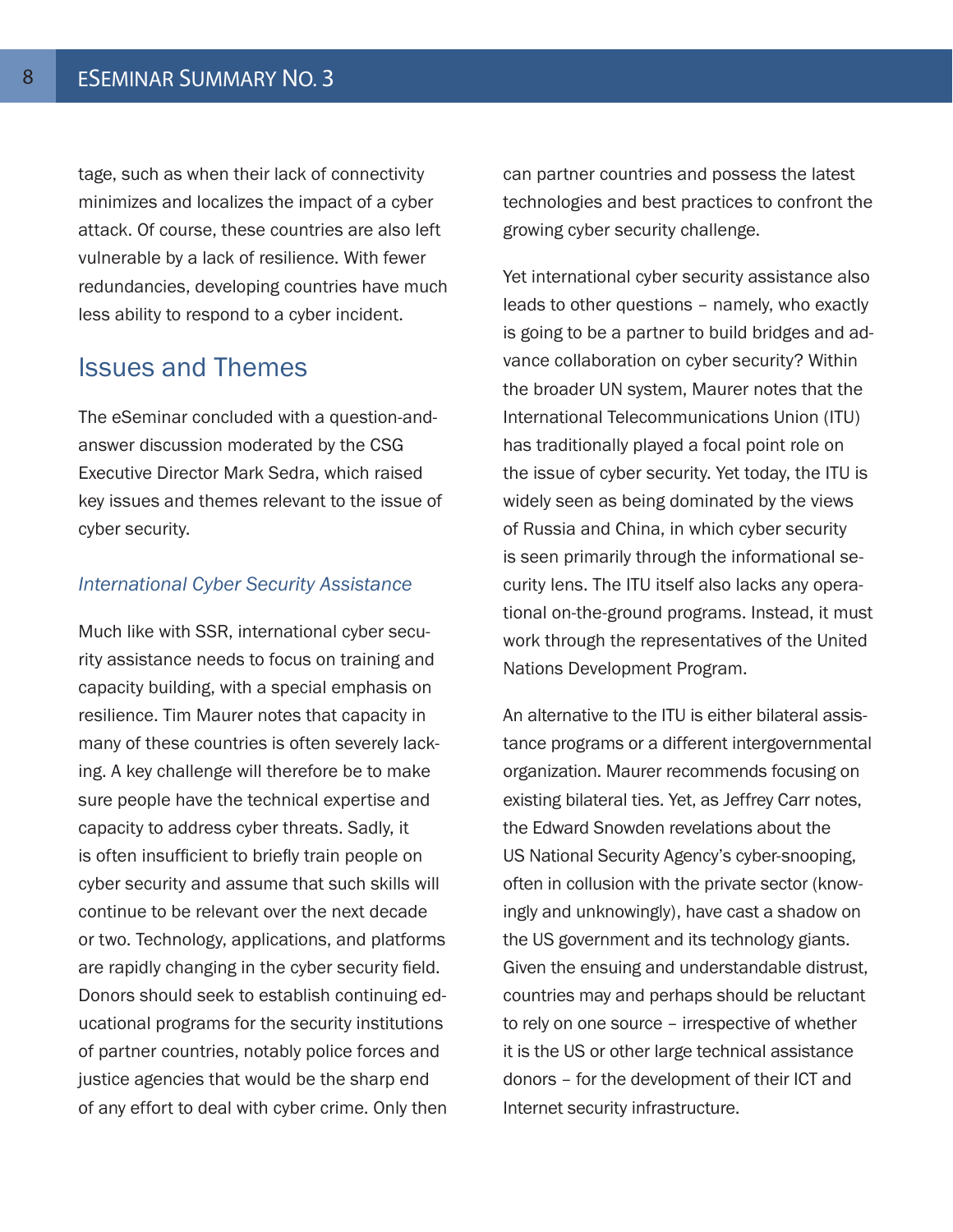tage, such as when their lack of connectivity minimizes and localizes the impact of a cyber attack. Of course, these countries are also left vulnerable by a lack of resilience. With fewer redundancies, developing countries have much less ability to respond to a cyber incident.

## Issues and Themes

The eSeminar concluded with a question-and-answer discussion moderated by the CSG Executive Director Mark Sedra, which raised key issues and themes relevant to the issue of cyber security.

### *International Cyber Security Assistance*

Much like with SSR, international cyber security assistance needs to focus on training and capacity building, with a special emphasis on resilience. Tim Maurer notes that capacity in many of these countries is often severely lacking. A key challenge will therefore be to make sure people have the technical expertise and capacity to address cyber threats. Sadly, it is often insufficient to briefly train people on cyber security and assume that such skills will continue to be relevant over the next decade or two. Technology, applications, and platforms are rapidly changing in the cyber security field. Donors should seek to establish continuing educational programs for the security institutions of partner countries, notably police forces and justice agencies that would be the sharp end of any effort to deal with cyber crime. Only then can partner countries and possess the latest technologies and best practices to confront the growing cyber security challenge.

Yet international cyber security assistance also leads to other questions – namely, who exactly is going to be a partner to build bridges and advance collaboration on cyber security? Within the broader UN system, Maurer notes that the International Telecommunications Union (ITU) has traditionally played a focal point role on the issue of cyber security. Yet today, the ITU is widely seen as being dominated by the views of Russia and China, in which cyber security is seen primarily through the informational security lens. The ITU itself also lacks any operational on-the-ground programs. Instead, it must work through the representatives of the United Nations Development Program.

An alternative to the ITU is either bilateral assistance programs or a different intergovernmental organization. Maurer recommends focusing on existing bilateral ties. Yet, as Jeffrey Carr notes, the Edward Snowden revelations about the US National Security Agency's cyber-snooping, often in collusion with the private sector (knowingly and unknowingly), have cast a shadow on the US government and its technology giants. Given the ensuing and understandable distrust, countries may and perhaps should be reluctant to rely on one source – irrespective of whether it is the US or other large technical assistance donors – for the development of their ICT and Internet security infrastructure.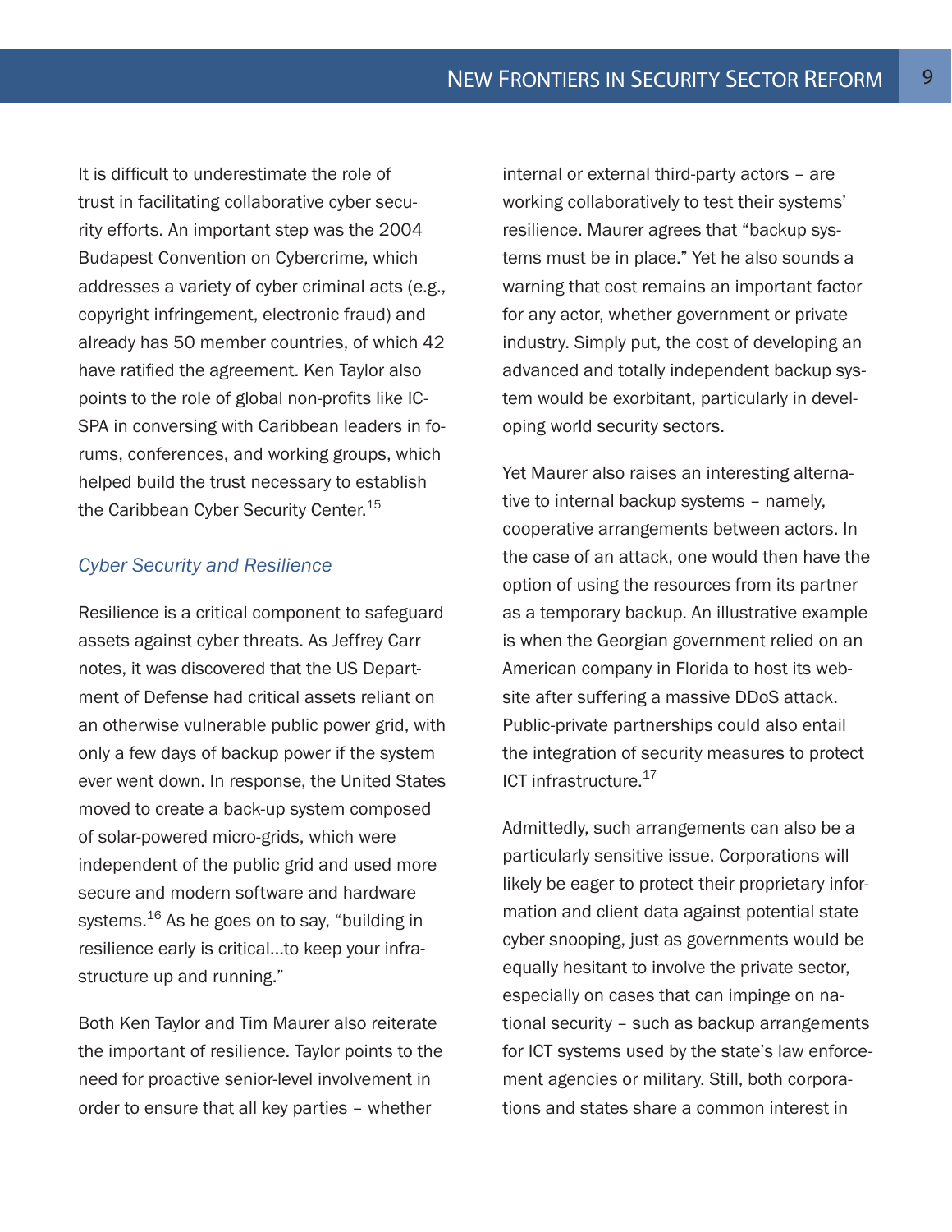It is difficult to underestimate the role of trust in facilitating collaborative cyber security efforts. An important step was the 2004 Budapest Convention on Cybercrime, which addresses a variety of cyber criminal acts (e.g., copyright infringement, electronic fraud) and already has 50 member countries, of which 42 have ratified the agreement. Ken Taylor also points to the role of global non-profits like IC-SPA in conversing with Caribbean leaders in forums, conferences, and working groups, which helped build the trust necessary to establish the Caribbean Cyber Security Center.[15]

### *Cyber Security and Resilience*

Resilience is a critical component to safeguard assets against cyber threats. As Jeffrey Carr notes, it was discovered that the US Department of Defense had critical assets reliant on an otherwise vulnerable public power grid, with only a few days of backup power if the system ever went down. In response, the United States moved to create a back-up system composed of solar-powered micro-grids, which were independent of the public grid and used more secure and modern software and hardware systems.[16] As he goes on to say, "building in resilience early is critical…to keep your infrastructure up and running."

Both Ken Taylor and Tim Maurer also reiterate the important of resilience. Taylor points to the need for proactive senior-level involvement in order to ensure that all key parties – whether internal or external third-party actors – are working collaboratively to test their systems' resilience. Maurer agrees that "backup systems must be in place." Yet he also sounds a warning that cost remains an important factor for any actor, whether government or private industry. Simply put, the cost of developing an advanced and totally independent backup system would be exorbitant, particularly in developing world security sectors.

Yet Maurer also raises an interesting alternative to internal backup systems – namely, cooperative arrangements between actors. In the case of an attack, one would then have the option of using the resources from its partner as a temporary backup. An illustrative example is when the Georgian government relied on an American company in Florida to host its website after suffering a massive DDoS attack. Public-private partnerships could also entail the integration of security measures to protect ICT infrastructure.[17]

Admittedly, such arrangements can also be a particularly sensitive issue. Corporations will likely be eager to protect their proprietary information and client data against potential state cyber snooping, just as governments would be equally hesitant to involve the private sector, especially on cases that can impinge on national security – such as backup arrangements for ICT systems used by the state's law enforcement agencies or military. Still, both corporations and states share a common interest in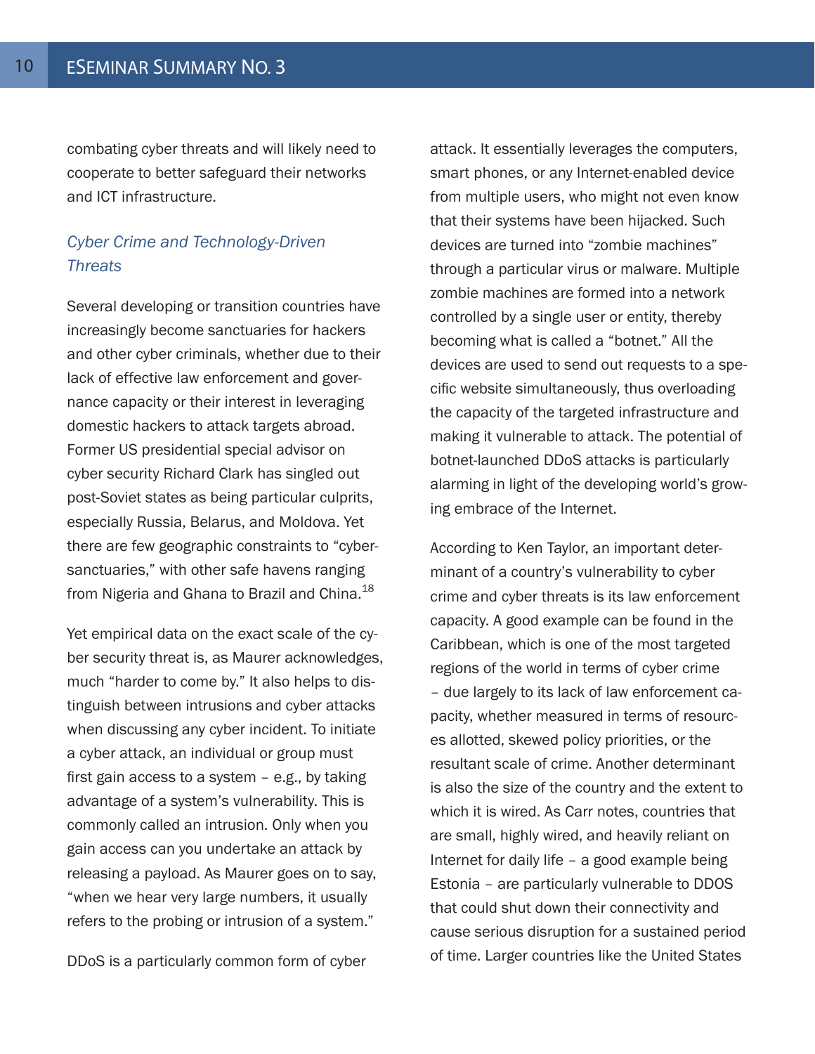combating cyber threats and will likely need to cooperate to better safeguard their networks and ICT infrastructure.

### *Cyber Crime and Technology-Driven Threats*

Several developing or transition countries have increasingly become sanctuaries for hackers and other cyber criminals, whether due to their lack of effective law enforcement and governance capacity or their interest in leveraging domestic hackers to attack targets abroad. Former US presidential special advisor on cyber security Richard Clark has singled out post-Soviet states as being particular culprits, especially Russia, Belarus, and Moldova. Yet there are few geographic constraints to "cyber-sanctuaries," with other safe havens ranging from Nigeria and Ghana to Brazil and China.[18]

Yet empirical data on the exact scale of the cyber security threat is, as Maurer acknowledges, much "harder to come by." It also helps to distinguish between intrusions and cyber attacks when discussing any cyber incident. To initiate a cyber attack, an individual or group must first gain access to a system – e.g., by taking advantage of a system's vulnerability. This is commonly called an intrusion. Only when you gain access can you undertake an attack by releasing a payload. As Maurer goes on to say, "when we hear very large numbers, it usually refers to the probing or intrusion of a system."

DDoS is a particularly common form of cyber attack. It essentially leverages the computers, smart phones, or any Internet-enabled device from multiple users, who might not even know that their systems have been hijacked. Such devices are turned into "zombie machines" through a particular virus or malware. Multiple zombie machines are formed into a network controlled by a single user or entity, thereby becoming what is called a "botnet." All the devices are used to send out requests to a specific website simultaneously, thus overloading the capacity of the targeted infrastructure and making it vulnerable to attack. The potential of botnet-launched DDoS attacks is particularly alarming in light of the developing world's growing embrace of the Internet.

According to Ken Taylor, an important determinant of a country's vulnerability to cyber crime and cyber threats is its law enforcement capacity. A good example can be found in the Caribbean, which is one of the most targeted regions of the world in terms of cyber crime – due largely to its lack of law enforcement capacity, whether measured in terms of resources allotted, skewed policy priorities, or the resultant scale of crime. Another determinant is also the size of the country and the extent to which it is wired. As Carr notes, countries that are small, highly wired, and heavily reliant on Internet for daily life – a good example being Estonia – are particularly vulnerable to DDOS that could shut down their connectivity and cause serious disruption for a sustained period of time. Larger countries like the United States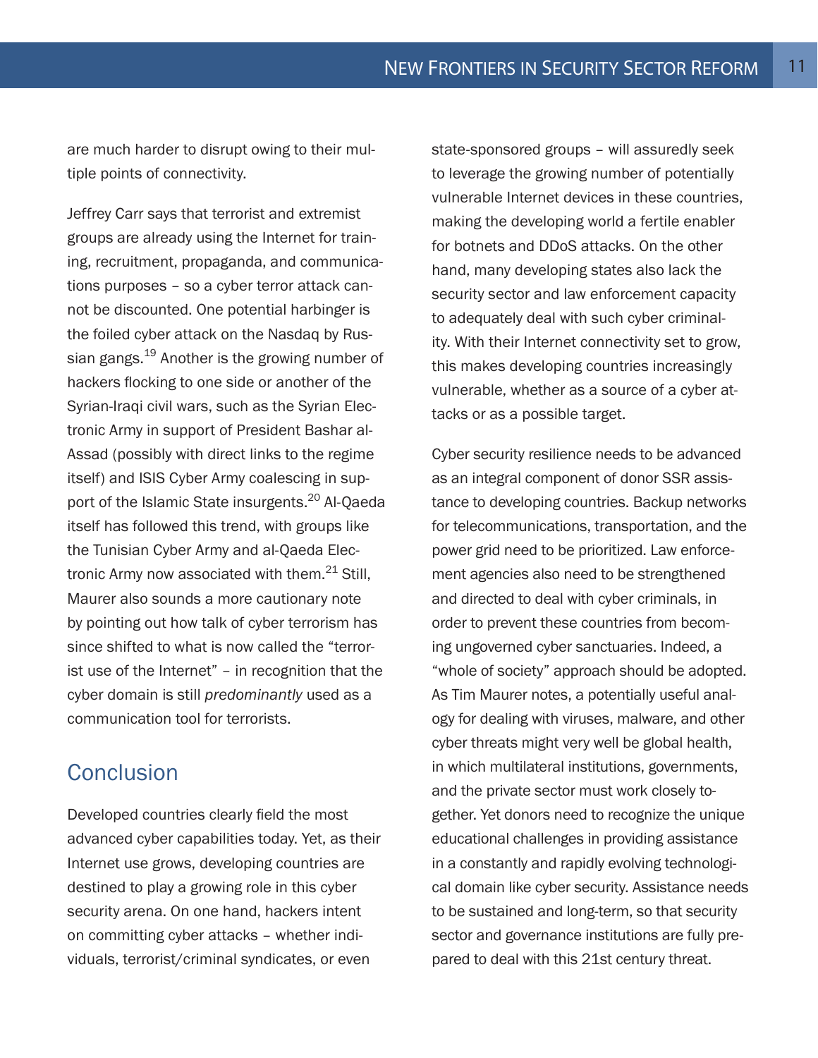are much harder to disrupt owing to their multiple points of connectivity.

Jeffrey Carr says that terrorist and extremist groups are already using the Internet for training, recruitment, propaganda, and communications purposes – so a cyber terror attack cannot be discounted. One potential harbinger is the foiled cyber attack on the Nasdaq by Russian gangs.[19] Another is the growing number of hackers flocking to one side or another of the Syrian-Iraqi civil wars, such as the Syrian Electronic Army in support of President Bashar al-Assad (possibly with direct links to the regime itself) and ISIS Cyber Army coalescing in support of the Islamic State insurgents.[20] Al-Qaeda itself has followed this trend, with groups like the Tunisian Cyber Army and al-Qaeda Electronic Army now associated with them.[21] Still, Maurer also sounds a more cautionary note by pointing out how talk of cyber terrorism has since shifted to what is now called the "terrorist use of the Internet" – in recognition that the cyber domain is still *predominantly* used as a communication tool for terrorists.

## Conclusion

Developed countries clearly field the most advanced cyber capabilities today. Yet, as their Internet use grows, developing countries are destined to play a growing role in this cyber security arena. On one hand, hackers intent on committing cyber attacks – whether individuals, terrorist/criminal syndicates, or even state-sponsored groups – will assuredly seek to leverage the growing number of potentially vulnerable Internet devices in these countries, making the developing world a fertile enabler for botnets and DDoS attacks. On the other hand, many developing states also lack the security sector and law enforcement capacity to adequately deal with such cyber criminality. With their Internet connectivity set to grow, this makes developing countries increasingly vulnerable, whether as a source of a cyber attacks or as a possible target.

Cyber security resilience needs to be advanced as an integral component of donor SSR assistance to developing countries. Backup networks for telecommunications, transportation, and the power grid need to be prioritized. Law enforcement agencies also need to be strengthened and directed to deal with cyber criminals, in order to prevent these countries from becoming ungoverned cyber sanctuaries. Indeed, a "whole of society" approach should be adopted. As Tim Maurer notes, a potentially useful analogy for dealing with viruses, malware, and other cyber threats might very well be global health, in which multilateral institutions, governments, and the private sector must work closely together. Yet donors need to recognize the unique educational challenges in providing assistance in a constantly and rapidly evolving technological domain like cyber security. Assistance needs to be sustained and long-term, so that security sector and governance institutions are fully prepared to deal with this 21st century threat.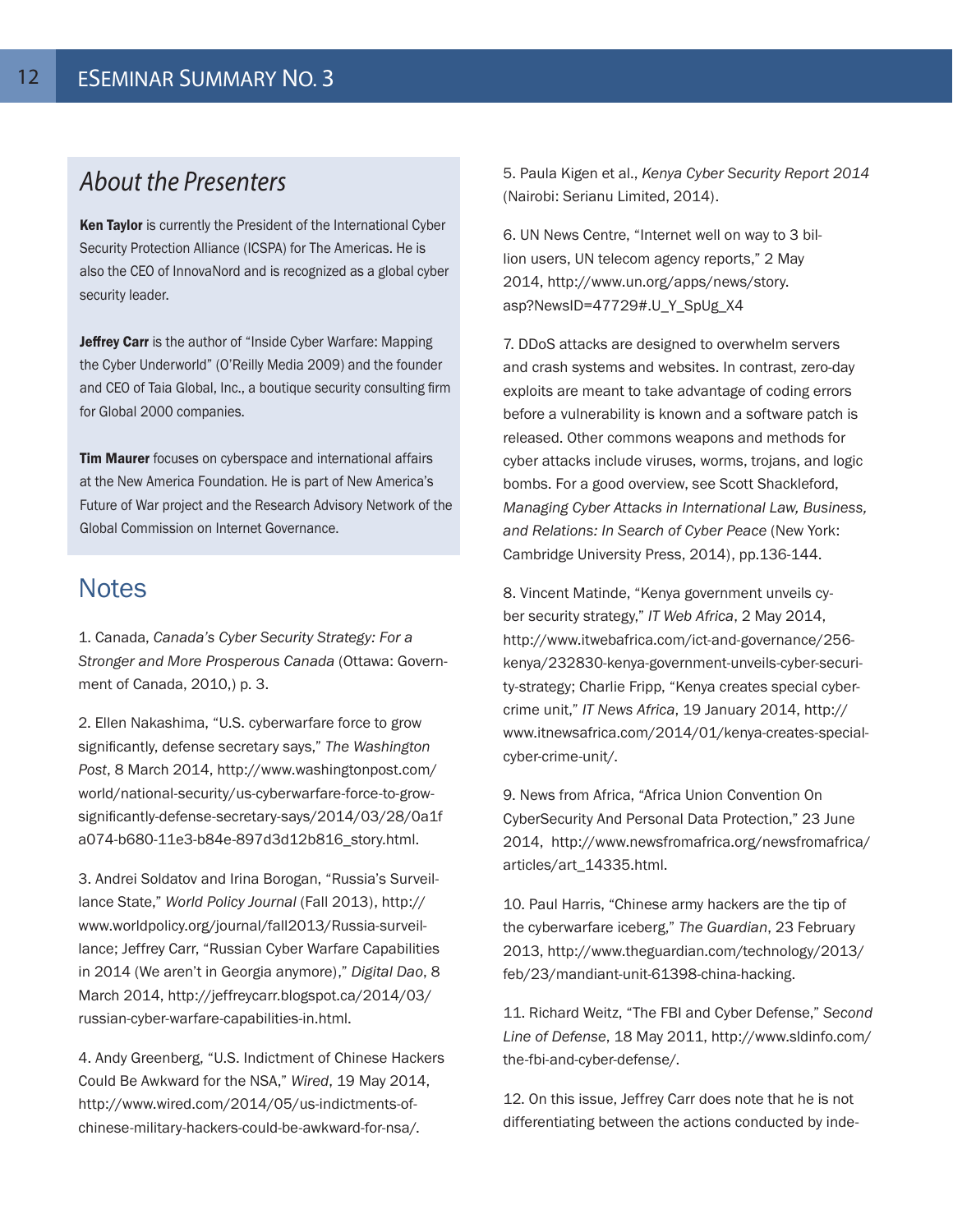## *About the Presenters*

**Ken Taylor** is currently the President of the International Cyber Security Protection Alliance (ICSPA) for The Americas. He is also the CEO of InnovaNord and is recognized as a global cyber security leader.

**Jeffrey Carr** is the author of "Inside Cyber Warfare: Mapping the Cyber Underworld" (O'Reilly Media 2009) and the founder and CEO of Taia Global, Inc., a boutique security consulting firm for Global 2000 companies.

**Tim Maurer** focuses on cyberspace and international affairs at the New America Foundation. He is part of New America's Future of War project and the Research Advisory Network of the Global Commission on Internet Governance.

## Notes

1. Canada, *Canada's Cyber Security Strategy: For a Stronger and More Prosperous Canada* (Ottawa: Government of Canada, 2010,) p. 3.

2. Ellen Nakashima, "U.S. cyberwarfare force to grow significantly, defense secretary says," *The Washington Post*, 8 March 2014, http://www.washingtonpost.com/world/national-security/us-cyberwarfare-force-to-grow-significantly-defense-secretary-says/2014/03/28/0a1fa074-b680-11e3-b84e-897d3d12b816_story.html.

3. Andrei Soldatov and Irina Borogan, "Russia's Surveillance State," *World Policy Journal* (Fall 2013), http://www.worldpolicy.org/journal/fall2013/Russia-surveillance; Jeffrey Carr, "Russian Cyber Warfare Capabilities in 2014 (We aren't in Georgia anymore)," *Digital Dao*, 8 March 2014, http://jeffreycarr.blogspot.ca/2014/03/russian-cyber-warfare-capabilities-in.html.

4. Andy Greenberg, "U.S. Indictment of Chinese Hackers Could Be Awkward for the NSA," *Wired*, 19 May 2014, http://www.wired.com/2014/05/us-indictments-of-chinese-military-hackers-could-be-awkward-for-nsa/.

5. Paula Kigen et al., *Kenya Cyber Security Report 2014* (Nairobi: Serianu Limited, 2014).

6. UN News Centre, "Internet well on way to 3 billion users, UN telecom agency reports," 2 May 2014, http://www.un.org/apps/news/story.asp?NewsID=47729#.U_Y_SpUg_X4

7. DDoS attacks are designed to overwhelm servers and crash systems and websites. In contrast, zero-day exploits are meant to take advantage of coding errors before a vulnerability is known and a software patch is released. Other commons weapons and methods for cyber attacks include viruses, worms, trojans, and logic bombs. For a good overview, see Scott Shackleford, *Managing Cyber Attacks in International Law, Business, and Relations: In Search of Cyber Peace* (New York: Cambridge University Press, 2014), pp.136-144.

8. Vincent Matinde, "Kenya government unveils cyber security strategy," *IT Web Africa*, 2 May 2014, http://www.itwebafrica.com/ict-and-governance/256-kenya/232830-kenya-government-unveils-cyber-security-strategy; Charlie Fripp, "Kenya creates special cyber-crime unit," *IT News Africa*, 19 January 2014, http://www.itnewsafrica.com/2014/01/kenya-creates-special-cyber-crime-unit/.

9. News from Africa, "Africa Union Convention On CyberSecurity And Personal Data Protection," 23 June 2014, http://www.newsfromafrica.org/newsfromafrica/articles/art_14335.html.

10. Paul Harris, "Chinese army hackers are the tip of the cyberwarfare iceberg," *The Guardian*, 23 February 2013, http://www.theguardian.com/technology/2013/feb/23/mandiant-unit-61398-china-hacking.

11. Richard Weitz, "The FBI and Cyber Defense," *Second Line of Defense*, 18 May 2011, http://www.sldinfo.com/the-fbi-and-cyber-defense/.

12. On this issue, Jeffrey Carr does note that he is not differentiating between the actions conducted by inde-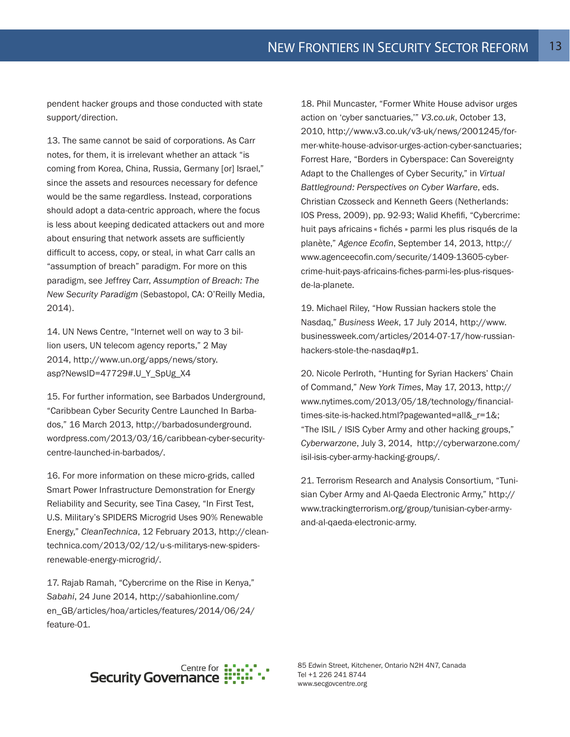pendent hacker groups and those conducted with state support/direction.

13. The same cannot be said of corporations. As Carr notes, for them, it is irrelevant whether an attack "is coming from Korea, China, Russia, Germany [or] Israel," since the assets and resources necessary for defence would be the same regardless. Instead, corporations should adopt a data-centric approach, where the focus is less about keeping dedicated attackers out and more about ensuring that network assets are sufficiently difficult to access, copy, or steal, in what Carr calls an "assumption of breach" paradigm. For more on this paradigm, see Jeffrey Carr, *Assumption of Breach: The New Security Paradigm* (Sebastopol, CA: O'Reilly Media, 2014).

14. UN News Centre, "Internet well on way to 3 billion users, UN telecom agency reports," 2 May 2014, http://www.un.org/apps/news/story.asp?NewsID=47729#.U_Y_SpUg_X4

15. For further information, see Barbados Underground, "Caribbean Cyber Security Centre Launched In Barbados," 16 March 2013, http://barbadosunderground.wordpress.com/2013/03/16/caribbean-cyber-security-centre-launched-in-barbados/.

16. For more information on these micro-grids, called Smart Power Infrastructure Demonstration for Energy Reliability and Security, see Tina Casey, "In First Test, U.S. Military's SPIDERS Microgrid Uses 90% Renewable Energy," *CleanTechnica*, 12 February 2013, http://cleantechnica.com/2013/02/12/u-s-militarys-new-spiders-renewable-energy-microgrid/.

17. Rajab Ramah, "Cybercrime on the Rise in Kenya," *Sabahi*, 24 June 2014, http://sabahionline.com/en_GB/articles/hoa/articles/features/2014/06/24/feature-01.

18. Phil Muncaster, "Former White House advisor urges action on 'cyber sanctuaries,'" *V3.co.uk*, October 13, 2010, http://www.v3.co.uk/v3-uk/news/2001245/former-white-house-advisor-urges-action-cyber-sanctuaries; Forrest Hare, "Borders in Cyberspace: Can Sovereignty Adapt to the Challenges of Cyber Security," in *Virtual Battleground: Perspectives on Cyber Warfare*, eds. Christian Czosseck and Kenneth Geers (Netherlands: IOS Press, 2009), pp. 92-93; Walid Khefifi, "Cybercrime: huit pays africains « fichés » parmi les plus risqués de la planète," *Agence Ecofin*, September 14, 2013, http://www.agenceecofin.com/securite/1409-13605-cybercrime-huit-pays-africains-fiches-parmi-les-plus-risques-de-la-planete.

19. Michael Riley, "How Russian hackers stole the Nasdaq," *Business Week*, 17 July 2014, http://www.businessweek.com/articles/2014-07-17/how-russian-hackers-stole-the-nasdaq#p1.

20. Nicole Perlroth, "Hunting for Syrian Hackers' Chain of Command," *New York Times*, May 17, 2013, http://www.nytimes.com/2013/05/18/technology/financial-times-site-is-hacked.html?pagewanted=all&_r=1&; "The ISIL / ISIS Cyber Army and other hacking groups," *Cyberwarzone*, July 3, 2014, http://cyberwarzone.com/isil-isis-cyber-army-hacking-groups/.

21. Terrorism Research and Analysis Consortium, "Tunisian Cyber Army and Al-Qaeda Electronic Army," http://www.trackingterrorism.org/group/tunisian-cyber-army-and-al-qaeda-electronic-army.

Centre for Security Governance

85 Edwin Street, Kitchener, Ontario N2H 4N7, Canada
Tel +1 226 241 8744
www.secgovcentre.org